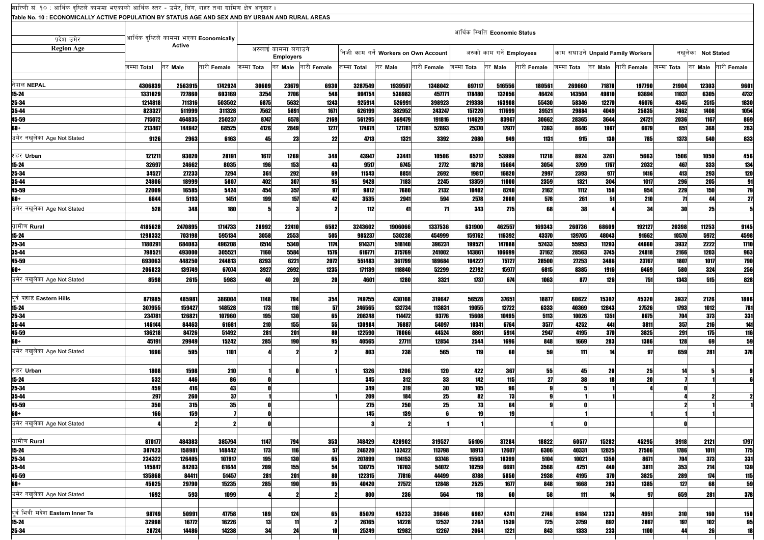सारिणी सं. १० : आर्थिक दृष्टिले काममा भएकाको आर्थिक स्तर - उमेर, लिंग, शहर तथा ग्रामीण क्षेत्र अनुसार ।

**Table No. 10 : ECONOMICALLY ACTIVE POPULATION BY STATUS AGE AND SEX AND BY URBAN AND RURAL AREAS**

| प्रदेश उमेर **Region Age** | आर्थिक दृष्टिले काममा भएका **Economically Active** | | | आर्थिक स्थिति **Economic Status** | | | | | | | | | | | | | | | |
|---|---|---|---|---|---|---|---|---|---|---|---|---|---|---|---|---|---|---|---|
| | | | | अरुलाई काममा लगाउने **Employers** | | | निजी काम गर्ने **Workers on Own Account** | | | अरुको काम गर्ने **Employees** | | | काम सघाउने **Unpaid Family Workers** | | | नखुलेका **Not Stated** | | |
| | जम्मा Total | नर Male | नारी Female | जम्मा Tota | नर Male | नारी Female | जम्मा Total | नर Male | नारी Female | जम्मा Tota | नर Male | नारी Female | जम्मा Tota | नर Male | नारी Female | जम्मा Tota | नर Male | नारी Female |
| नेपाल **NEPAL** | 4306839 | 2563915 | 1742924 | 30609 | 23679 | 6930 | 3287549 | 1939507 | 1348042 | 697117 | 516556 | 180561 | 269660 | 71870 | 197790 | 21904 | 12303 | 9601 |
| 15-24 | 1331029 | 727860 | 603169 | 3254 | 2706 | 548 | 994754 | 536983 | 457771 | 178480 | 132056 | 46424 | 143504 | 49810 | 93694 | 11037 | 6305 | 4732 |
| 25-34 | 1214818 | 711316 | 503502 | 6875 | 5632 | 1243 | 925914 | 526991 | 398923 | 219338 | 163908 | 55430 | 58346 | 12270 | 46076 | 4345 | 2515 | 1830 |
| 35-44 | 823327 | 511999 | 311328 | 7562 | 5891 | 1671 | 626199 | 382952 | 243247 | 157220 | 117699 | 39521 | 29884 | 4049 | 25835 | 2462 | 1408 | 1054 |
| 45-59 | 715072 | 464835 | 250237 | 8747 | 6578 | 2169 | 561295 | 369479 | 191816 | 114629 | 83967 | 30662 | 28365 | 3644 | 24721 | 2036 | 1167 | 869 |
| 60+ | 213467 | 144942 | 68525 | 4126 | 2849 | 1277 | 174674 | 121781 | 52893 | 25370 | 17977 | 7393 | 8646 | 1967 | 6679 | 651 | 368 | 283 |
| उमेर नखुलेका Age Not Stated | 9126 | 2963 | 6163 | 45 | 23 | 22 | 4713 | 1321 | 3392 | 2080 | 949 | 1131 | 915 | 130 | 785 | 1373 | 540 | 833 |
| शहर **Urban** | 121211 | 93020 | 28191 | 1617 | 1269 | 348 | 43947 | 33441 | 10506 | 65217 | 53999 | 11218 | 8924 | 3261 | 5663 | 1506 | 1050 | 456 |
| 15-24 | 32697 | 24662 | 8035 | 196 | 153 | 43 | 9517 | 6745 | 2772 | 18718 | 15664 | 3054 | 3799 | 1767 | 2032 | 467 | 333 | 134 |
| 25-34 | 34527 | 27233 | 7294 | 361 | 292 | 69 | 11543 | 8851 | 2692 | 19817 | 16820 | 2997 | 2393 | 977 | 1416 | 413 | 293 | 120 |
| 35-44 | 24806 | 18999 | 5807 | 402 | 307 | 95 | 9428 | 7183 | 2245 | 13359 | 11000 | 2359 | 1321 | 304 | 1017 | 296 | 205 | 91 |
| 45-59 | 22009 | 16585 | 5424 | 454 | 357 | 97 | 9812 | 7680 | 2132 | 10402 | 8240 | 2162 | 1112 | 158 | 954 | 229 | 150 | 79 |
| 60+ | 6644 | 5193 | 1451 | 199 | 157 | 42 | 3535 | 2941 | 594 | 2578 | 2000 | 578 | 261 | 51 | 210 | 71 | 44 | 27 |
| उमेर नखुलेका Age Not Stated | 528 | 348 | 180 | 5 | 3 | 2 | 112 | 41 | 71 | 343 | 275 | 68 | 38 | 4 | 34 | 30 | 25 | 5 |
| ग्रामीण **Rural** | 4185628 | 2470895 | 1714733 | 28992 | 22410 | 6582 | 3243602 | 1906066 | 1337536 | 631900 | 462557 | 169343 | 260736 | 68609 | 192127 | 20398 | 11253 | 9145 |
| 15-24 | 1298332 | 703198 | 595134 | 3058 | 2553 | 505 | 985237 | 530238 | 454999 | 159762 | 116392 | 43370 | 139705 | 48043 | 91662 | 10570 | 5972 | 4598 |
| 25-34 | 1180291 | 684083 | 496208 | 6514 | 5340 | 1174 | 914371 | 518140 | 396231 | 199521 | 147088 | 52433 | 55953 | 11293 | 44660 | 3932 | 2222 | 1710 |
| 35-44 | 798521 | 493000 | 305521 | 7160 | 5584 | 1576 | 616771 | 375769 | 241002 | 143861 | 106699 | 37162 | 28563 | 3745 | 24818 | 2166 | 1203 | 963 |
| 45-59 | 693063 | 448250 | 244813 | 8293 | 6221 | 2072 | 551483 | 361799 | 189684 | 104227 | 75727 | 28500 | 27253 | 3486 | 23767 | 1807 | 1017 | 790 |
| 60+ | 206823 | 139749 | 67074 | 3927 | 2692 | 1235 | 171139 | 118840 | 52299 | 22792 | 15977 | 6815 | 8385 | 1916 | 6469 | 580 | 324 | 256 |
| उमेर नखुलेका Age Not Stated | 8598 | 2615 | 5983 | 40 | 20 | 20 | 4601 | 1280 | 3321 | 1737 | 674 | 1063 | 877 | 126 | 751 | 1343 | 515 | 828 |
| पूर्व पहाड **Eastern Hills** | 871985 | 485981 | 386004 | 1148 | 794 | 354 | 749755 | 430108 | 319647 | 56528 | 37651 | 18877 | 60622 | 15302 | 45320 | 3932 | 2126 | 1806 |
| 15-24 | 307955 | 159427 | 148528 | 173 | 116 | 57 | 246565 | 132734 | 113831 | 19055 | 12722 | 6333 | 40369 | 12843 | 27526 | 1793 | 1012 | 781 |
| 25-34 | 234781 | 126821 | 107960 | 195 | 130 | 65 | 208248 | 114472 | 93776 | 15608 | 10495 | 5113 | 10026 | 1351 | 8675 | 704 | 373 | 331 |
| 35-44 | 146144 | 84463 | 61681 | 210 | 155 | 55 | 130984 | 76887 | 54097 | 10341 | 6764 | 3577 | 4252 | 441 | 3811 | 357 | 216 | 141 |
| 45-59 | 136218 | 84726 | 51492 | 281 | 201 | 80 | 122590 | 78066 | 44524 | 8861 | 5914 | 2947 | 4195 | 370 | 3825 | 291 | 175 | 116 |
| 60+ | 45191 | 29949 | 15242 | 285 | 190 | 95 | 40565 | 27711 | 12854 | 2544 | 1696 | 848 | 1669 | 283 | 1386 | 128 | 69 | 59 |
| उमेर नखुलेका Age Not Stated | 1696 | 595 | 1101 | 4 | 2 | 2 | 803 | 238 | 565 | 119 | 60 | 59 | 111 | 14 | 97 | 659 | 281 | 378 |
| शहर **Urban** | 1808 | 1598 | 210 | 1 | 0 | 1 | 1326 | 1206 | 120 | 422 | 367 | 55 | 45 | 20 | 25 | 14 | 5 | 9 |
| 15-24 | 532 | 446 | 86 | 0 | | | 345 | 312 | 33 | 142 | 115 | 27 | 38 | 18 | 20 | 7 | 1 | 6 |
| 25-34 | 459 | 416 | 43 | 0 | | | 349 | 319 | 30 | 105 | 96 | 9 | 5 | 1 | 4 | 0 | | |
| 35-44 | 297 | 260 | 37 | 1 | | 1 | 209 | 184 | 25 | 82 | 73 | 9 | 1 | 1 | | 4 | 2 | 2 |
| 45-59 | 350 | 315 | 35 | 0 | | | 275 | 250 | 25 | 73 | 64 | 9 | 0 | | | 2 | 1 | 1 |
| 60+ | 166 | 159 | 7 | 0 | | | 145 | 139 | 6 | 19 | 19 | | 1 | | 1 | 1 | 1 | |
| उमेर नखुलेका Age Not Stated | 4 | 2 | 2 | 0 | | | 3 | 2 | 1 | 1 | | 1 | 0 | | | 0 | | |
| ग्रामीण **Rural** | 870177 | 484383 | 385794 | 1147 | 794 | 353 | 748429 | 428902 | 319527 | 56106 | 37284 | 18822 | 60577 | 15282 | 45295 | 3918 | 2121 | 1797 |
| 15-24 | 307423 | 158981 | 148442 | 173 | 116 | 57 | 246220 | 132422 | 113798 | 18913 | 12607 | 6306 | 40331 | 12825 | 27506 | 1786 | 1011 | 775 |
| 25-34 | 234322 | 126405 | 107917 | 195 | 130 | 65 | 207899 | 114153 | 93746 | 15503 | 10399 | 5104 | 10021 | 1350 | 8671 | 704 | 373 | 331 |
| 35-44 | 145847 | 84203 | 61644 | 209 | 155 | 54 | 130775 | 76703 | 54072 | 10259 | 6691 | 3568 | 4251 | 440 | 3811 | 353 | 214 | 139 |
| 45-59 | 135868 | 84411 | 51457 | 281 | 201 | 80 | 122315 | 77816 | 44499 | 8788 | 5850 | 2938 | 4195 | 370 | 3825 | 289 | 174 | 115 |
| 60+ | 45025 | 29790 | 15235 | 285 | 190 | 95 | 40420 | 27572 | 12848 | 2525 | 1677 | 848 | 1668 | 283 | 1385 | 127 | 68 | 59 |
| उमेर नखुलेका Age Not Stated | 1692 | 593 | 1099 | 4 | 2 | 2 | 800 | 236 | 564 | 118 | 60 | 58 | 111 | 14 | 97 | 659 | 281 | 378 |
| पूर्व भित्री मदेश **Eastern Inner Te** | 98749 | 50991 | 47758 | 189 | 124 | 65 | 85079 | 45233 | 39846 | 6987 | 4241 | 2746 | 6184 | 1233 | 4951 | 310 | 160 | 150 |
| 15-24 | 32998 | 16772 | 16226 | 13 | 11 | 2 | 26765 | 14228 | 12537 | 2264 | 1539 | 725 | 3759 | 892 | 2867 | 197 | 102 | 95 |
| 25-34 | 28724 | 14486 | 14238 | 34 | 24 | 10 | 25249 | 12982 | 12267 | 2064 | 1221 | 843 | 1333 | 233 | 1100 | 44 | 26 | 18 |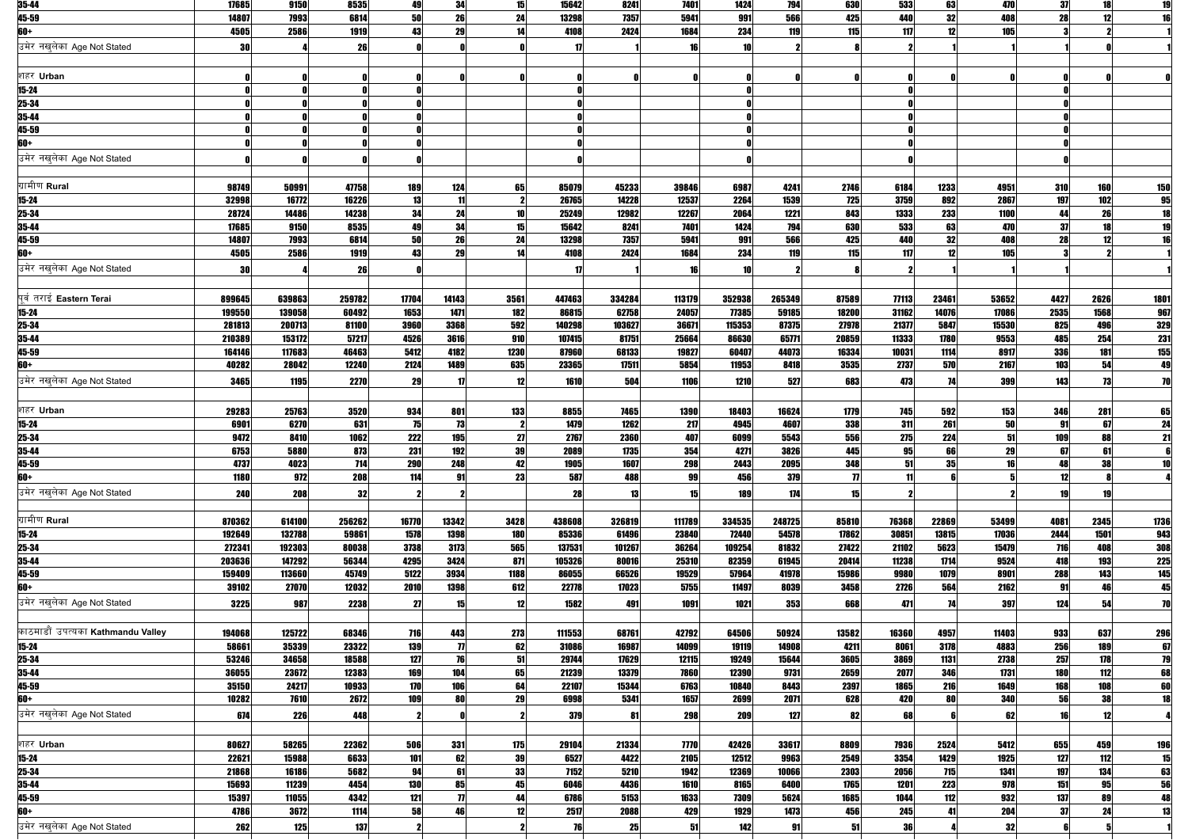| | | | | | | | | | | | | | | | | | | |
|---|---|---|---|---|---|---|---|---|---|---|---|---|---|---|---|---|---|---|
| 35-44 | 17685 | 9150 | 8535 | 49 | 34 | 15 | 15642 | 8241 | 7401 | 1424 | 794 | 630 | 533 | 63 | 470 | 37 | 18 | 19 |
| 45-59 | 14807 | 7993 | 6814 | 50 | 26 | 24 | 13298 | 7357 | 5941 | 991 | 566 | 425 | 440 | 32 | 408 | 28 | 12 | 16 |
| 60+ | 4505 | 2586 | 1919 | 43 | 29 | 14 | 4108 | 2424 | 1684 | 234 | 119 | 115 | 117 | 12 | 105 | 3 | 2 | 1 |
| उमेर नखुलेका Age Not Stated | 30 | 4 | 26 | 0 | 0 | 0 | 17 | 1 | 16 | 10 | 2 | 8 | 2 | 1 | 1 | 1 | 0 | 1 |
| शहर Urban | 0 | 0 | 0 | 0 | 0 | 0 | 0 | 0 | 0 | 0 | 0 | 0 | 0 | 0 | 0 | 0 | 0 | 0 |
| 15-24 | 0 | 0 | 0 | 0 | | | 0 | | | 0 | | | 0 | | | 0 | | |
| 25-34 | 0 | 0 | 0 | 0 | | | 0 | | | 0 | | | 0 | | | 0 | | |
| 35-44 | 0 | 0 | 0 | 0 | | | 0 | | | 0 | | | 0 | | | 0 | | |
| 45-59 | 0 | 0 | 0 | 0 | | | 0 | | | 0 | | | 0 | | | 0 | | |
| 60+ | 0 | 0 | 0 | 0 | | | 0 | | | 0 | | | 0 | | | 0 | | |
| उमेर नखुलेका Age Not Stated | 0 | 0 | 0 | 0 | | | 0 | | | 0 | | | 0 | | | 0 | | |
| ग्रामीण Rural | 98749 | 50991 | 47758 | 189 | 124 | 65 | 85079 | 45233 | 39846 | 6987 | 4241 | 2746 | 6184 | 1233 | 4951 | 310 | 160 | 150 |
| 15-24 | 32998 | 16772 | 16226 | 13 | 11 | 2 | 26765 | 14228 | 12537 | 2264 | 1539 | 725 | 3759 | 892 | 2867 | 197 | 102 | 95 |
| 25-34 | 28724 | 14486 | 14238 | 34 | 24 | 10 | 25249 | 12982 | 12267 | 2064 | 1221 | 843 | 1333 | 233 | 1100 | 44 | 26 | 18 |
| 35-44 | 17685 | 9150 | 8535 | 49 | 34 | 15 | 15642 | 8241 | 7401 | 1424 | 794 | 630 | 533 | 63 | 470 | 37 | 18 | 19 |
| 45-59 | 14807 | 7993 | 6814 | 50 | 26 | 24 | 13298 | 7357 | 5941 | 991 | 566 | 425 | 440 | 32 | 408 | 28 | 12 | 16 |
| 60+ | 4505 | 2586 | 1919 | 43 | 29 | 14 | 4108 | 2424 | 1684 | 234 | 119 | 115 | 117 | 12 | 105 | 3 | 2 | 1 |
| उमेर नखुलेका Age Not Stated | 30 | 4 | 26 | 0 | | | 17 | 1 | 16 | 10 | 2 | 8 | 2 | 1 | 1 | 1 | | 1 |
| पूर्व तराई Eastern Terai | 899645 | 639863 | 259782 | 17704 | 14143 | 3561 | 447463 | 334284 | 113179 | 352938 | 265349 | 87589 | 77113 | 23461 | 53652 | 4427 | 2626 | 1801 |
| 15-24 | 199550 | 139058 | 60492 | 1653 | 1471 | 182 | 86815 | 62758 | 24057 | 77385 | 59185 | 18200 | 31162 | 14076 | 17086 | 2535 | 1568 | 967 |
| 25-34 | 281813 | 200713 | 81100 | 3960 | 3368 | 592 | 140298 | 103627 | 36671 | 115353 | 87375 | 27978 | 21377 | 5847 | 15530 | 825 | 496 | 329 |
| 35-44 | 210389 | 153172 | 57217 | 4526 | 3616 | 910 | 107415 | 81751 | 25664 | 86630 | 65771 | 20859 | 11333 | 1780 | 9553 | 485 | 254 | 231 |
| 45-59 | 164146 | 117683 | 46463 | 5412 | 4182 | 1230 | 87960 | 68133 | 19827 | 60407 | 44073 | 16334 | 10031 | 1114 | 8917 | 336 | 181 | 155 |
| 60+ | 40282 | 28042 | 12240 | 2124 | 1489 | 635 | 23365 | 17511 | 5854 | 11953 | 8418 | 3535 | 2737 | 570 | 2167 | 103 | 54 | 49 |
| उमेर नखुलेका Age Not Stated | 3465 | 1195 | 2270 | 29 | 17 | 12 | 1610 | 504 | 1106 | 1210 | 527 | 683 | 473 | 74 | 399 | 143 | 73 | 70 |
| शहर Urban | 29283 | 25763 | 3520 | 934 | 801 | 133 | 8855 | 7465 | 1390 | 18403 | 16624 | 1779 | 745 | 592 | 153 | 346 | 281 | 65 |
| 15-24 | 6901 | 6270 | 631 | 75 | 73 | 2 | 1479 | 1262 | 217 | 4945 | 4607 | 338 | 311 | 261 | 50 | 91 | 67 | 24 |
| 25-34 | 9472 | 8410 | 1062 | 222 | 195 | 27 | 2767 | 2360 | 407 | 6099 | 5543 | 556 | 275 | 224 | 51 | 109 | 88 | 21 |
| 35-44 | 6753 | 5880 | 873 | 231 | 192 | 39 | 2089 | 1735 | 354 | 4271 | 3826 | 445 | 95 | 66 | 29 | 67 | 61 | 6 |
| 45-59 | 4737 | 4023 | 714 | 290 | 248 | 42 | 1905 | 1607 | 298 | 2443 | 2095 | 348 | 51 | 35 | 16 | 48 | 38 | 10 |
| 60+ | 1180 | 972 | 208 | 114 | 91 | 23 | 587 | 488 | 99 | 456 | 379 | 77 | 11 | 6 | 5 | 12 | 8 | 4 |
| उमेर नखुलेका Age Not Stated | 240 | 208 | 32 | 2 | 2 | | 28 | 13 | 15 | 189 | 174 | 15 | 2 | | 2 | 19 | 19 | |
| ग्रामीण Rural | 870362 | 614100 | 256262 | 16770 | 13342 | 3428 | 438608 | 326819 | 111789 | 334535 | 248725 | 85810 | 76368 | 22869 | 53499 | 4081 | 2345 | 1736 |
| 15-24 | 192649 | 132788 | 59861 | 1578 | 1398 | 180 | 85336 | 61496 | 23840 | 72440 | 54578 | 17862 | 30851 | 13815 | 17036 | 2444 | 1501 | 943 |
| 25-34 | 272341 | 192303 | 80038 | 3738 | 3173 | 565 | 137531 | 101267 | 36264 | 109254 | 81832 | 27422 | 21102 | 5623 | 15479 | 716 | 408 | 308 |
| 35-44 | 203636 | 147292 | 56344 | 4295 | 3424 | 871 | 105326 | 80016 | 25310 | 82359 | 61945 | 20414 | 11238 | 1714 | 9524 | 418 | 193 | 225 |
| 45-59 | 159409 | 113660 | 45749 | 5122 | 3934 | 1188 | 86055 | 66526 | 19529 | 57964 | 41978 | 15986 | 9980 | 1079 | 8901 | 288 | 143 | 145 |
| 60+ | 39102 | 27070 | 12032 | 2010 | 1398 | 612 | 22778 | 17023 | 5755 | 11497 | 8039 | 3458 | 2726 | 564 | 2162 | 91 | 46 | 45 |
| उमेर नखुलेका Age Not Stated | 3225 | 987 | 2238 | 27 | 15 | 12 | 1582 | 491 | 1091 | 1021 | 353 | 668 | 471 | 74 | 397 | 124 | 54 | 70 |
| काठमाडौं उपत्यका Kathmandu Valley | 194068 | 125722 | 68346 | 716 | 443 | 273 | 111553 | 68761 | 42792 | 64506 | 50924 | 13582 | 16360 | 4957 | 11403 | 933 | 637 | 296 |
| 15-24 | 58661 | 35339 | 23322 | 139 | 77 | 62 | 31086 | 16987 | 14099 | 19119 | 14908 | 4211 | 8061 | 3178 | 4883 | 256 | 189 | 67 |
| 25-34 | 53246 | 34658 | 18588 | 127 | 76 | 51 | 29744 | 17629 | 12115 | 19249 | 15644 | 3605 | 3869 | 1131 | 2738 | 257 | 178 | 79 |
| 35-44 | 36055 | 23672 | 12383 | 169 | 104 | 65 | 21239 | 13379 | 7860 | 12390 | 9731 | 2659 | 2077 | 346 | 1731 | 180 | 112 | 68 |
| 45-59 | 35150 | 24217 | 10933 | 170 | 106 | 64 | 22107 | 15344 | 6763 | 10840 | 8443 | 2397 | 1865 | 216 | 1649 | 168 | 108 | 60 |
| 60+ | 10282 | 7610 | 2672 | 109 | 80 | 29 | 6998 | 5341 | 1657 | 2699 | 2071 | 628 | 420 | 80 | 340 | 56 | 38 | 18 |
| उमेर नखुलेका Age Not Stated | 674 | 226 | 448 | 2 | 0 | 2 | 379 | 81 | 298 | 209 | 127 | 82 | 68 | 6 | 62 | 16 | 12 | 4 |
| शहर Urban | 80627 | 58265 | 22362 | 506 | 331 | 175 | 29104 | 21334 | 7770 | 42426 | 33617 | 8809 | 7936 | 2524 | 5412 | 655 | 459 | 196 |
| 15-24 | 22621 | 15988 | 6633 | 101 | 62 | 39 | 6527 | 4422 | 2105 | 12512 | 9963 | 2549 | 3354 | 1429 | 1925 | 127 | 112 | 15 |
| 25-34 | 21868 | 16186 | 5682 | 94 | 61 | 33 | 7152 | 5210 | 1942 | 12369 | 10066 | 2303 | 2056 | 715 | 1341 | 197 | 134 | 63 |
| 35-44 | 15693 | 11239 | 4454 | 130 | 85 | 45 | 6046 | 4436 | 1610 | 8165 | 6400 | 1765 | 1201 | 223 | 978 | 151 | 95 | 56 |
| 45-59 | 15397 | 11055 | 4342 | 121 | 77 | 44 | 6786 | 5153 | 1633 | 7309 | 5624 | 1685 | 1044 | 112 | 932 | 137 | 89 | 48 |
| 60+ | 4786 | 3672 | 1114 | 58 | 46 | 12 | 2517 | 2088 | 429 | 1929 | 1473 | 456 | 245 | 41 | 204 | 37 | 24 | 13 |
| उमेर नखुलेका Age Not Stated | 262 | 125 | 137 | 2 | | 2 | 76 | 25 | 51 | 142 | 91 | 51 | 36 | 4 | 32 | 6 | 5 | 1 |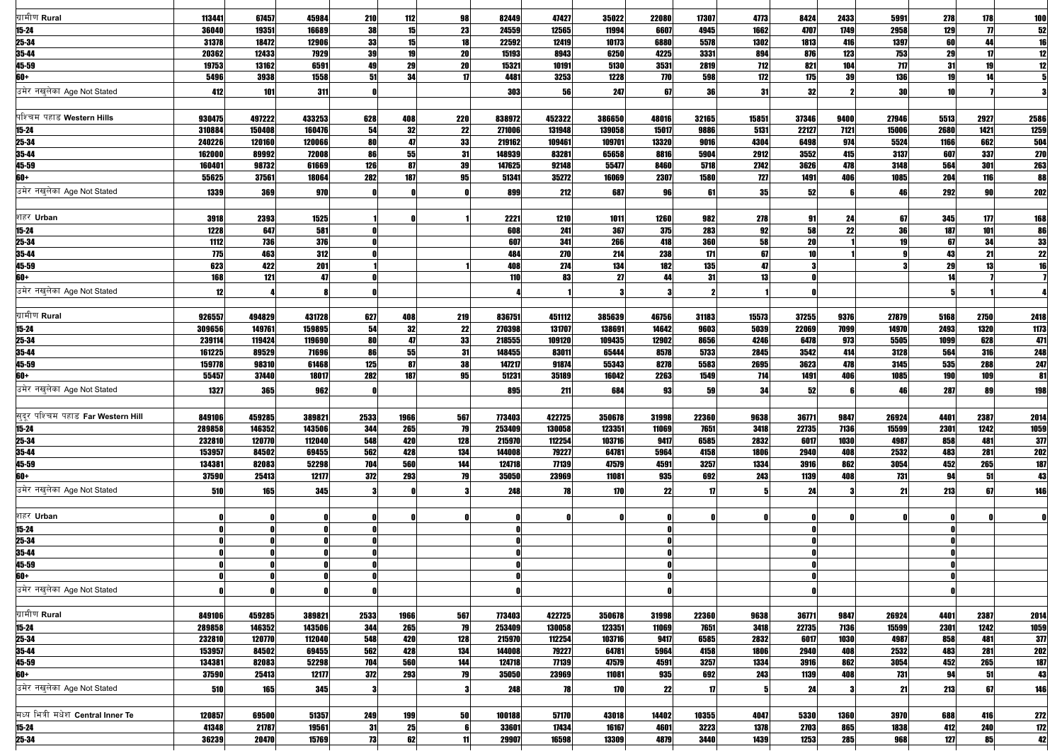| | | | | | | | | | | | | | | | | | | |
|---|---|---|---|---|---|---|---|---|---|---|---|---|---|---|---|---|---|---|
| ग्रामीण Rural | 113441 | 67457 | 45984 | 210 | 112 | 98 | 82449 | 47427 | 35022 | 22080 | 17307 | 4773 | 8424 | 2433 | 5991 | 278 | 178 | 100 |
| 15-24 | 36040 | 19351 | 16689 | 38 | 15 | 23 | 24559 | 12565 | 11994 | 6607 | 4945 | 1662 | 4707 | 1749 | 2958 | 129 | 77 | 52 |
| 25-34 | 31378 | 18472 | 12906 | 33 | 15 | 18 | 22592 | 12419 | 10173 | 6880 | 5578 | 1302 | 1813 | 416 | 1397 | 60 | 44 | 16 |
| 35-44 | 20362 | 12433 | 7929 | 39 | 19 | 20 | 15193 | 8943 | 6250 | 4225 | 3331 | 894 | 876 | 123 | 753 | 29 | 17 | 12 |
| 45-59 | 19753 | 13162 | 6591 | 49 | 29 | 20 | 15321 | 10191 | 5130 | 3531 | 2819 | 712 | 821 | 104 | 717 | 31 | 19 | 12 |
| 60+ | 5496 | 3938 | 1558 | 51 | 34 | 17 | 4481 | 3253 | 1228 | 770 | 598 | 172 | 175 | 39 | 136 | 19 | 14 | 5 |
| उमेर नखुलेका Age Not Stated | 412 | 101 | 311 | 0 | | | 303 | 56 | 247 | 67 | 36 | 31 | 32 | 2 | 30 | 10 | 7 | 3 |
| | | | | | | | | | | | | | | | | | | |
| पश्चिम पहाड Western Hills | 930475 | 497222 | 433253 | 628 | 408 | 220 | 838972 | 452322 | 386650 | 48016 | 32165 | 15851 | 37346 | 9400 | 27946 | 5513 | 2927 | 2586 |
| 15-24 | 310884 | 150408 | 160476 | 54 | 32 | 22 | 271006 | 131948 | 139058 | 15017 | 9886 | 5131 | 22127 | 7121 | 15006 | 2680 | 1421 | 1259 |
| 25-34 | 240226 | 120160 | 120066 | 80 | 47 | 33 | 219162 | 109461 | 109701 | 13320 | 9016 | 4304 | 6498 | 974 | 5524 | 1166 | 662 | 504 |
| 35-44 | 162000 | 89992 | 72008 | 86 | 55 | 31 | 148939 | 83281 | 65658 | 8816 | 5904 | 2912 | 3552 | 415 | 3137 | 607 | 337 | 270 |
| 45-59 | 160401 | 98732 | 61669 | 126 | 87 | 39 | 147625 | 92148 | 55477 | 8460 | 5718 | 2742 | 3626 | 478 | 3148 | 564 | 301 | 263 |
| 60+ | 55625 | 37561 | 18064 | 282 | 187 | 95 | 51341 | 35272 | 16069 | 2307 | 1580 | 727 | 1491 | 406 | 1085 | 204 | 116 | 88 |
| उमेर नखुलेका Age Not Stated | 1339 | 369 | 970 | 0 | 0 | 0 | 899 | 212 | 687 | 96 | 61 | 35 | 52 | 6 | 46 | 292 | 90 | 202 |
| | | | | | | | | | | | | | | | | | | |
| शहर Urban | 3918 | 2393 | 1525 | 1 | 0 | 1 | 2221 | 1210 | 1011 | 1260 | 982 | 278 | 91 | 24 | 67 | 345 | 177 | 168 |
| 15-24 | 1228 | 647 | 581 | 0 | | | 608 | 241 | 367 | 375 | 283 | 92 | 58 | 22 | 36 | 187 | 101 | 86 |
| 25-34 | 1112 | 736 | 376 | 0 | | | 607 | 341 | 266 | 418 | 360 | 58 | 20 | 1 | 19 | 67 | 34 | 33 |
| 35-44 | 775 | 463 | 312 | 0 | | | 484 | 270 | 214 | 238 | 171 | 67 | 10 | 1 | 9 | 43 | 21 | 22 |
| 45-59 | 623 | 422 | 201 | 1 | | 1 | 408 | 274 | 134 | 182 | 135 | 47 | 3 | | 3 | 29 | 13 | 16 |
| 60+ | 168 | 121 | 47 | 0 | | | 110 | 83 | 27 | 44 | 31 | 13 | 0 | | | 14 | 7 | 7 |
| उमेर नखुलेका Age Not Stated | 12 | 4 | 8 | 0 | | | 4 | 1 | 3 | 3 | 2 | 1 | 0 | | | 5 | 1 | 4 |
| | | | | | | | | | | | | | | | | | | |
| ग्रामीण Rural | 926557 | 494829 | 431728 | 627 | 408 | 219 | 836751 | 451112 | 385639 | 46756 | 31183 | 15573 | 37255 | 9376 | 27879 | 5168 | 2750 | 2418 |
| 15-24 | 309656 | 149761 | 159895 | 54 | 32 | 22 | 270398 | 131707 | 138691 | 14642 | 9603 | 5039 | 22069 | 7099 | 14970 | 2493 | 1320 | 1173 |
| 25-34 | 239114 | 119424 | 119690 | 80 | 47 | 33 | 218555 | 109120 | 109435 | 12902 | 8656 | 4246 | 6478 | 973 | 5505 | 1099 | 628 | 471 |
| 35-44 | 161225 | 89529 | 71696 | 86 | 55 | 31 | 148455 | 83011 | 65444 | 8578 | 5733 | 2845 | 3542 | 414 | 3128 | 564 | 316 | 248 |
| 45-59 | 159778 | 98310 | 61468 | 125 | 87 | 38 | 147217 | 91874 | 55343 | 8278 | 5583 | 2695 | 3623 | 478 | 3145 | 535 | 288 | 247 |
| 60+ | 55457 | 37440 | 18017 | 282 | 187 | 95 | 51231 | 35189 | 16042 | 2263 | 1549 | 714 | 1491 | 406 | 1085 | 190 | 109 | 81 |
| उमेर नखुलेका Age Not Stated | 1327 | 365 | 962 | 0 | | | 895 | 211 | 684 | 93 | 59 | 34 | 52 | 6 | 46 | 287 | 89 | 198 |
| | | | | | | | | | | | | | | | | | | |
| सुदूर पश्चिम पहाड Far Western Hill | 849106 | 459285 | 389821 | 2533 | 1966 | 567 | 773403 | 422725 | 350678 | 31998 | 22360 | 9638 | 36771 | 9847 | 26924 | 4401 | 2387 | 2014 |
| 15-24 | 289858 | 146352 | 143506 | 344 | 265 | 79 | 253409 | 130058 | 123351 | 11069 | 7651 | 3418 | 22735 | 7136 | 15599 | 2301 | 1242 | 1059 |
| 25-34 | 232810 | 120770 | 112040 | 548 | 420 | 128 | 215970 | 112254 | 103716 | 9417 | 6585 | 2832 | 6017 | 1030 | 4987 | 858 | 481 | 377 |
| 35-44 | 153957 | 84502 | 69455 | 562 | 428 | 134 | 144008 | 79227 | 64781 | 5964 | 4158 | 1806 | 2940 | 408 | 2532 | 483 | 281 | 202 |
| 45-59 | 134381 | 82083 | 52298 | 704 | 560 | 144 | 124718 | 77139 | 47579 | 4591 | 3257 | 1334 | 3916 | 862 | 3054 | 452 | 265 | 187 |
| 60+ | 37590 | 25413 | 12177 | 372 | 293 | 79 | 35050 | 23969 | 11081 | 935 | 692 | 243 | 1139 | 408 | 731 | 94 | 51 | 43 |
| उमेर नखुलेका Age Not Stated | 510 | 165 | 345 | 3 | 0 | 3 | 248 | 78 | 170 | 22 | 17 | 5 | 24 | 3 | 21 | 213 | 67 | 146 |
| | | | | | | | | | | | | | | | | | | |
| शहर Urban | 0 | 0 | 0 | 0 | 0 | 0 | 0 | 0 | 0 | 0 | 0 | 0 | 0 | 0 | 0 | 0 | 0 | 0 |
| 15-24 | 0 | 0 | 0 | 0 | | | 0 | | | 0 | | | 0 | | | 0 | | |
| 25-34 | 0 | 0 | 0 | 0 | | | 0 | | | 0 | | | 0 | | | 0 | | |
| 35-44 | 0 | 0 | 0 | 0 | | | 0 | | | 0 | | | 0 | | | 0 | | |
| 45-59 | 0 | 0 | 0 | 0 | | | 0 | | | 0 | | | 0 | | | 0 | | |
| 60+ | 0 | 0 | 0 | 0 | | | 0 | | | 0 | | | 0 | | | 0 | | |
| उमेर नखुलेका Age Not Stated | 0 | 0 | 0 | 0 | | | 0 | | | 0 | | | 0 | | | 0 | | |
| | | | | | | | | | | | | | | | | | | |
| ग्रामीण Rural | 849106 | 459285 | 389821 | 2533 | 1966 | 567 | 773403 | 422725 | 350678 | 31998 | 22360 | 9638 | 36771 | 9847 | 26924 | 4401 | 2387 | 2014 |
| 15-24 | 289858 | 146352 | 143506 | 344 | 265 | 79 | 253409 | 130058 | 123351 | 11069 | 7651 | 3418 | 22735 | 7136 | 15599 | 2301 | 1242 | 1059 |
| 25-34 | 232810 | 120770 | 112040 | 548 | 420 | 128 | 215970 | 112254 | 103716 | 9417 | 6585 | 2832 | 6017 | 1030 | 4987 | 858 | 481 | 377 |
| 35-44 | 153957 | 84502 | 69455 | 562 | 428 | 134 | 144008 | 79227 | 64781 | 5964 | 4158 | 1806 | 2940 | 408 | 2532 | 483 | 281 | 202 |
| 45-59 | 134381 | 82083 | 52298 | 704 | 560 | 144 | 124718 | 77139 | 47579 | 4591 | 3257 | 1334 | 3916 | 862 | 3054 | 452 | 265 | 187 |
| 60+ | 37590 | 25413 | 12177 | 372 | 293 | 79 | 35050 | 23969 | 11081 | 935 | 692 | 243 | 1139 | 408 | 731 | 94 | 51 | 43 |
| उमेर नखुलेका Age Not Stated | 510 | 165 | 345 | 3 | | 3 | 248 | 78 | 170 | 22 | 17 | 5 | 24 | 3 | 21 | 213 | 67 | 146 |
| | | | | | | | | | | | | | | | | | | |
| मध्य भित्री मधेश Central Inner Te | 120857 | 69500 | 51357 | 249 | 199 | 50 | 100188 | 57170 | 43018 | 14402 | 10355 | 4047 | 5330 | 1360 | 3970 | 688 | 416 | 272 |
| 15-24 | 41348 | 21787 | 19561 | 31 | 25 | 6 | 33601 | 17434 | 16167 | 4601 | 3223 | 1378 | 2703 | 865 | 1838 | 412 | 240 | 172 |
| 25-34 | 36239 | 20470 | 15769 | 73 | 62 | 11 | 29907 | 16598 | 13309 | 4879 | 3440 | 1439 | 1253 | 285 | 968 | 127 | 85 | 42 |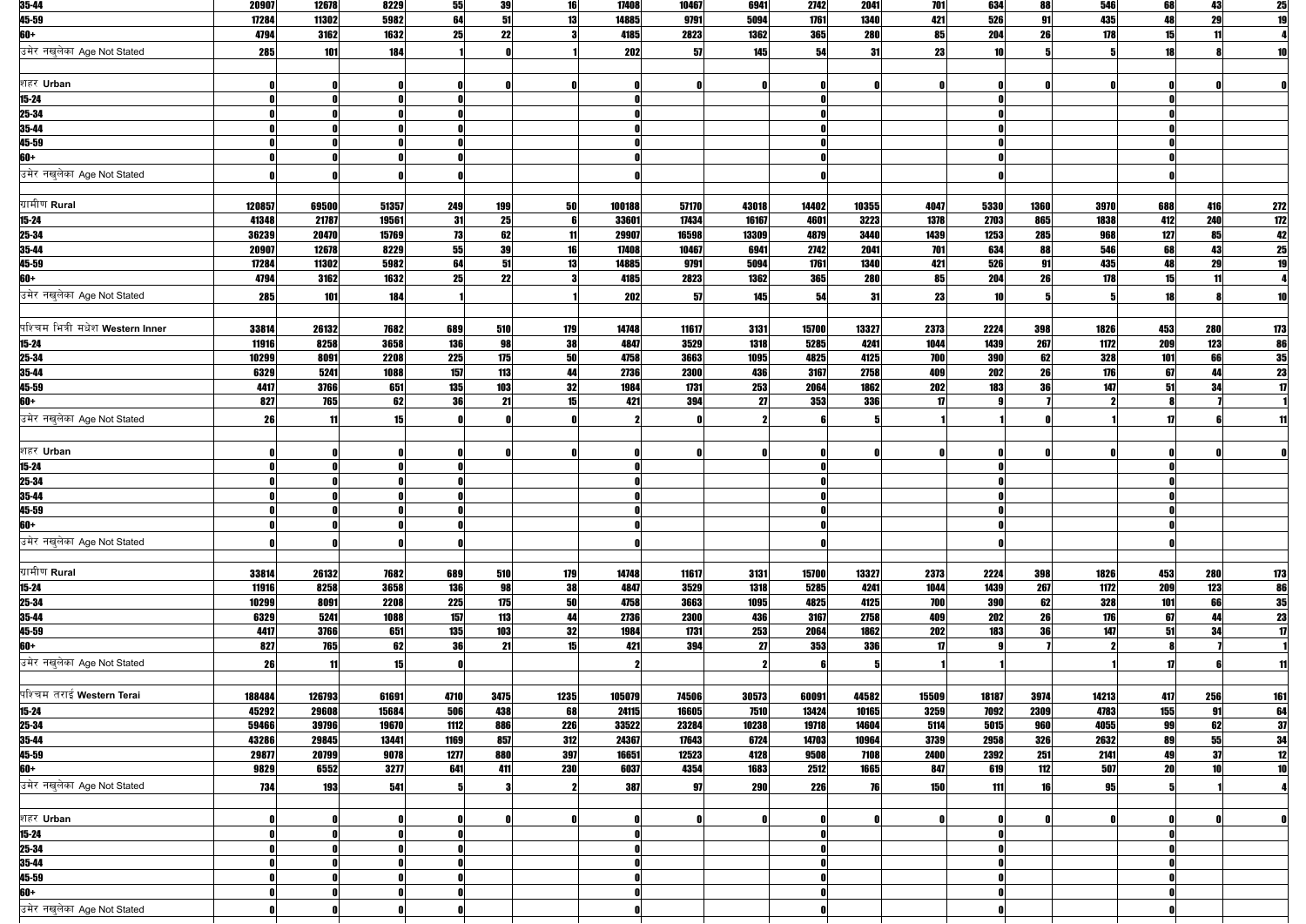| | | | | | | | | | | | | | | | | | | |
|---|---|---|---|---|---|---|---|---|---|---|---|---|---|---|---|---|---|---|
| 35-44 | 20907 | 12678 | 8229 | 55 | 39 | 16 | 17408 | 10467 | 6941 | 2742 | 2041 | 701 | 634 | 88 | 546 | 68 | 43 | 25 |
| 45-59 | 17284 | 11302 | 5982 | 64 | 51 | 13 | 14885 | 9791 | 5094 | 1761 | 1340 | 421 | 526 | 91 | 435 | 48 | 29 | 19 |
| 60+ | 4794 | 3162 | 1632 | 25 | 22 | 3 | 4185 | 2823 | 1362 | 365 | 280 | 85 | 204 | 26 | 178 | 15 | 11 | 4 |
| उमेर नखुलेका Age Not Stated | 285 | 101 | 184 | 1 | 0 | 1 | 202 | 57 | 145 | 54 | 31 | 23 | 10 | 5 | 5 | 18 | 8 | 10 |
| | | | | | | | | | | | | | | | | | | |
| शहर Urban | 0 | 0 | 0 | 0 | 0 | 0 | 0 | 0 | 0 | 0 | 0 | 0 | 0 | 0 | 0 | 0 | 0 | 0 |
| 15-24 | 0 | 0 | 0 | 0 | | | 0 | | | 0 | | | 0 | | | 0 | | |
| 25-34 | 0 | 0 | 0 | 0 | | | 0 | | | 0 | | | 0 | | | 0 | | |
| 35-44 | 0 | 0 | 0 | 0 | | | 0 | | | 0 | | | 0 | | | 0 | | |
| 45-59 | 0 | 0 | 0 | 0 | | | 0 | | | 0 | | | 0 | | | 0 | | |
| 60+ | 0 | 0 | 0 | 0 | | | 0 | | | 0 | | | 0 | | | 0 | | |
| उमेर नखुलेका Age Not Stated | 0 | 0 | 0 | 0 | | | 0 | | | 0 | | | 0 | | | 0 | | |
| | | | | | | | | | | | | | | | | | | |
| ग्रामीण Rural | 120857 | 69500 | 51357 | 249 | 199 | 50 | 100188 | 57170 | 43018 | 14402 | 10355 | 4047 | 5330 | 1360 | 3970 | 688 | 416 | 272 |
| 15-24 | 41348 | 21787 | 19561 | 31 | 25 | 6 | 33601 | 17434 | 16167 | 4601 | 3223 | 1378 | 2703 | 865 | 1838 | 412 | 240 | 172 |
| 25-34 | 36239 | 20470 | 15769 | 73 | 62 | 11 | 29907 | 16598 | 13309 | 4879 | 3440 | 1439 | 1253 | 285 | 968 | 127 | 85 | 42 |
| 35-44 | 20907 | 12678 | 8229 | 55 | 39 | 16 | 17408 | 10467 | 6941 | 2742 | 2041 | 701 | 634 | 88 | 546 | 68 | 43 | 25 |
| 45-59 | 17284 | 11302 | 5982 | 64 | 51 | 13 | 14885 | 9791 | 5094 | 1761 | 1340 | 421 | 526 | 91 | 435 | 48 | 29 | 19 |
| 60+ | 4794 | 3162 | 1632 | 25 | 22 | 3 | 4185 | 2823 | 1362 | 365 | 280 | 85 | 204 | 26 | 178 | 15 | 11 | 4 |
| उमेर नखुलेका Age Not Stated | 285 | 101 | 184 | 1 | | 1 | 202 | 57 | 145 | 54 | 31 | 23 | 10 | 5 | 5 | 18 | 8 | 10 |
| | | | | | | | | | | | | | | | | | | |
| पश्चिम भित्री मधेश Western Inner | 33814 | 26132 | 7682 | 689 | 510 | 179 | 14748 | 11617 | 3131 | 15700 | 13327 | 2373 | 2224 | 398 | 1826 | 453 | 280 | 173 |
| 15-24 | 11916 | 8258 | 3658 | 136 | 98 | 38 | 4847 | 3529 | 1318 | 5285 | 4241 | 1044 | 1439 | 267 | 1172 | 209 | 123 | 86 |
| 25-34 | 10299 | 8091 | 2208 | 225 | 175 | 50 | 4758 | 3663 | 1095 | 4825 | 4125 | 700 | 390 | 62 | 328 | 101 | 66 | 35 |
| 35-44 | 6329 | 5241 | 1088 | 157 | 113 | 44 | 2736 | 2300 | 436 | 3167 | 2758 | 409 | 202 | 26 | 176 | 67 | 44 | 23 |
| 45-59 | 4417 | 3766 | 651 | 135 | 103 | 32 | 1984 | 1731 | 253 | 2064 | 1862 | 202 | 183 | 36 | 147 | 51 | 34 | 17 |
| 60+ | 827 | 765 | 62 | 36 | 21 | 15 | 421 | 394 | 27 | 353 | 336 | 17 | 9 | 7 | 2 | 8 | 7 | 1 |
| उमेर नखुलेका Age Not Stated | 26 | 11 | 15 | 0 | 0 | 0 | 2 | 0 | 2 | 6 | 5 | 1 | 1 | 0 | 1 | 17 | 6 | 11 |
| | | | | | | | | | | | | | | | | | | |
| शहर Urban | 0 | 0 | 0 | 0 | 0 | 0 | 0 | 0 | 0 | 0 | 0 | 0 | 0 | 0 | 0 | 0 | 0 | 0 |
| 15-24 | 0 | 0 | 0 | 0 | | | 0 | | | 0 | | | 0 | | | 0 | | |
| 25-34 | 0 | 0 | 0 | 0 | | | 0 | | | 0 | | | 0 | | | 0 | | |
| 35-44 | 0 | 0 | 0 | 0 | | | 0 | | | 0 | | | 0 | | | 0 | | |
| 45-59 | 0 | 0 | 0 | 0 | | | 0 | | | 0 | | | 0 | | | 0 | | |
| 60+ | 0 | 0 | 0 | 0 | | | 0 | | | 0 | | | 0 | | | 0 | | |
| उमेर नखुलेका Age Not Stated | 0 | 0 | 0 | 0 | | | 0 | | | 0 | | | 0 | | | 0 | | |
| | | | | | | | | | | | | | | | | | | |
| ग्रामीण Rural | 33814 | 26132 | 7682 | 689 | 510 | 179 | 14748 | 11617 | 3131 | 15700 | 13327 | 2373 | 2224 | 398 | 1826 | 453 | 280 | 173 |
| 15-24 | 11916 | 8258 | 3658 | 136 | 98 | 38 | 4847 | 3529 | 1318 | 5285 | 4241 | 1044 | 1439 | 267 | 1172 | 209 | 123 | 86 |
| 25-34 | 10299 | 8091 | 2208 | 225 | 175 | 50 | 4758 | 3663 | 1095 | 4825 | 4125 | 700 | 390 | 62 | 328 | 101 | 66 | 35 |
| 35-44 | 6329 | 5241 | 1088 | 157 | 113 | 44 | 2736 | 2300 | 436 | 3167 | 2758 | 409 | 202 | 26 | 176 | 67 | 44 | 23 |
| 45-59 | 4417 | 3766 | 651 | 135 | 103 | 32 | 1984 | 1731 | 253 | 2064 | 1862 | 202 | 183 | 36 | 147 | 51 | 34 | 17 |
| 60+ | 827 | 765 | 62 | 36 | 21 | 15 | 421 | 394 | 27 | 353 | 336 | 17 | 9 | 7 | 2 | 8 | 7 | 1 |
| उमेर नखुलेका Age Not Stated | 26 | 11 | 15 | 0 | | | 2 | | 2 | 6 | 5 | 1 | 1 | | 1 | 17 | 6 | 11 |
| | | | | | | | | | | | | | | | | | | |
| पश्चिम तराई Western Terai | 188484 | 126793 | 61691 | 4710 | 3475 | 1235 | 105079 | 74506 | 30573 | 60091 | 44582 | 15509 | 18187 | 3974 | 14213 | 417 | 256 | 161 |
| 15-24 | 45292 | 29608 | 15684 | 506 | 438 | 68 | 24115 | 16605 | 7510 | 13424 | 10165 | 3259 | 7092 | 2309 | 4783 | 155 | 91 | 64 |
| 25-34 | 59466 | 39796 | 19670 | 1112 | 886 | 226 | 33522 | 23284 | 10238 | 19718 | 14604 | 5114 | 5015 | 960 | 4055 | 99 | 62 | 37 |
| 35-44 | 43286 | 29845 | 13441 | 1169 | 857 | 312 | 24367 | 17643 | 6724 | 14703 | 10964 | 3739 | 2958 | 326 | 2632 | 89 | 55 | 34 |
| 45-59 | 29877 | 20799 | 9078 | 1277 | 880 | 397 | 16651 | 12523 | 4128 | 9508 | 7108 | 2400 | 2392 | 251 | 2141 | 49 | 37 | 12 |
| 60+ | 9829 | 6552 | 3277 | 641 | 411 | 230 | 6037 | 4354 | 1683 | 2512 | 1665 | 847 | 619 | 112 | 507 | 20 | 10 | 10 |
| उमेर नखुलेका Age Not Stated | 734 | 193 | 541 | 5 | 3 | 2 | 387 | 97 | 290 | 226 | 76 | 150 | 111 | 16 | 95 | 5 | 1 | 4 |
| | | | | | | | | | | | | | | | | | | |
| शहर Urban | 0 | 0 | 0 | 0 | 0 | 0 | 0 | 0 | 0 | 0 | 0 | 0 | 0 | 0 | 0 | 0 | 0 | 0 |
| 15-24 | 0 | 0 | 0 | 0 | | | 0 | | | 0 | | | 0 | | | 0 | | |
| 25-34 | 0 | 0 | 0 | 0 | | | 0 | | | 0 | | | 0 | | | 0 | | |
| 35-44 | 0 | 0 | 0 | 0 | | | 0 | | | 0 | | | 0 | | | 0 | | |
| 45-59 | 0 | 0 | 0 | 0 | | | 0 | | | 0 | | | 0 | | | 0 | | |
| 60+ | 0 | 0 | 0 | 0 | | | 0 | | | 0 | | | 0 | | | 0 | | |
| उमेर नखुलेका Age Not Stated | 0 | 0 | 0 | 0 | | | 0 | | | 0 | | | 0 | | | 0 | | |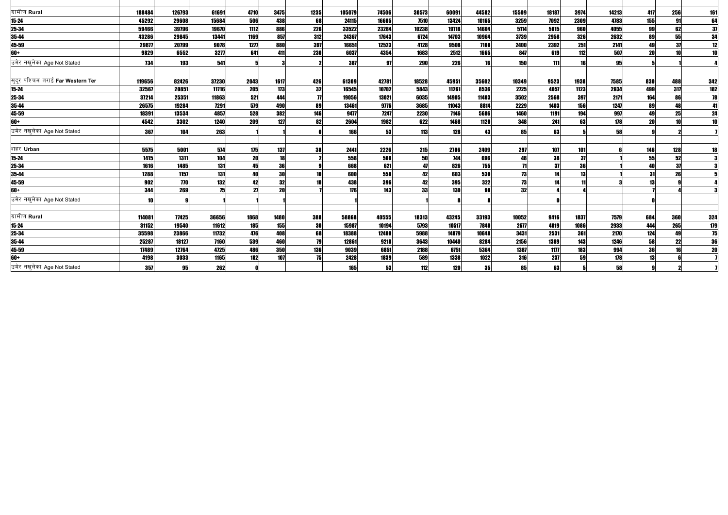| | | | | | | | | | | | | | | | | | | |
|---|---|---|---|---|---|---|---|---|---|---|---|---|---|---|---|---|---|---|
| ग्रामीण **Rural** | 188484 | 126793 | 61691 | 4710 | 3475 | 1235 | 105079 | 74506 | 30573 | 60091 | 44582 | 15509 | 18187 | 3974 | 14213 | 417 | 256 | 161 |
| 15-24 | 45292 | 29608 | 15684 | 506 | 438 | 68 | 24115 | 16605 | 7510 | 13424 | 10165 | 3259 | 7092 | 2309 | 4783 | 155 | 91 | 64 |
| 25-34 | 59466 | 39796 | 19670 | 1112 | 886 | 226 | 33522 | 23284 | 10238 | 19718 | 14604 | 5114 | 5015 | 960 | 4055 | 99 | 62 | 37 |
| 35-44 | 43286 | 29845 | 13441 | 1169 | 857 | 312 | 24367 | 17643 | 6724 | 14703 | 10964 | 3739 | 2958 | 326 | 2632 | 89 | 55 | 34 |
| 45-59 | 29877 | 20799 | 9078 | 1277 | 880 | 397 | 16651 | 12523 | 4128 | 9508 | 7108 | 2400 | 2392 | 251 | 2141 | 49 | 37 | 12 |
| 60+ | 9829 | 6552 | 3277 | 641 | 411 | 230 | 6037 | 4354 | 1683 | 2512 | 1665 | 847 | 619 | 112 | 507 | 20 | 10 | 10 |
| उमेर नखुलेका Age Not Stated | 734 | 193 | 541 | 5 | 3 | 2 | 387 | 97 | 290 | 226 | 76 | 150 | 111 | 16 | 95 | 5 | 1 | 4 |
| | | | | | | | | | | | | | | | | | | |
| सुदूर पश्चिम तराई **Far Western Ter** | 119656 | 82426 | 37230 | 2043 | 1617 | 426 | 61309 | 42781 | 18528 | 45951 | 35602 | 10349 | 9523 | 1938 | 7585 | 830 | 488 | 342 |
| 15-24 | 32567 | 20851 | 11716 | 205 | 173 | 32 | 16545 | 10702 | 5843 | 11261 | 8536 | 2725 | 4057 | 1123 | 2934 | 499 | 317 | 182 |
| 25-34 | 37214 | 25351 | 11863 | 521 | 444 | 77 | 19056 | 13021 | 6035 | 14905 | 11403 | 3502 | 2568 | 397 | 2171 | 164 | 86 | 78 |
| 35-44 | 26575 | 19284 | 7291 | 579 | 490 | 89 | 13461 | 9776 | 3685 | 11043 | 8814 | 2229 | 1403 | 156 | 1247 | 89 | 48 | 41 |
| 45-59 | 18391 | 13534 | 4857 | 528 | 382 | 146 | 9477 | 7247 | 2230 | 7146 | 5686 | 1460 | 1191 | 194 | 997 | 49 | 25 | 24 |
| 60+ | 4542 | 3302 | 1240 | 209 | 127 | 82 | 2604 | 1982 | 622 | 1468 | 1120 | 348 | 241 | 63 | 178 | 20 | 10 | 10 |
| उमेर नखुलेका Age Not Stated | 367 | 104 | 263 | 1 | 1 | 0 | 166 | 53 | 113 | 128 | 43 | 85 | 63 | 5 | 58 | 9 | 2 | 7 |
| | | | | | | | | | | | | | | | | | | |
| शहर **Urban** | 5575 | 5001 | 574 | 175 | 137 | 38 | 2441 | 2226 | 215 | 2706 | 2409 | 297 | 107 | 101 | 6 | 146 | 128 | 18 |
| 15-24 | 1415 | 1311 | 104 | 20 | 18 | 2 | 558 | 508 | 50 | 744 | 696 | 48 | 38 | 37 | 1 | 55 | 52 | 3 |
| 25-34 | 1616 | 1485 | 131 | 45 | 36 | 9 | 668 | 621 | 47 | 826 | 755 | 71 | 37 | 36 | 1 | 40 | 37 | 3 |
| 35-44 | 1288 | 1157 | 131 | 40 | 30 | 10 | 600 | 558 | 42 | 603 | 530 | 73 | 14 | 13 | 1 | 31 | 26 | 5 |
| 45-59 | 902 | 770 | 132 | 42 | 32 | 10 | 438 | 396 | 42 | 395 | 322 | 73 | 14 | 11 | 3 | 13 | 9 | 4 |
| 60+ | 344 | 269 | 75 | 27 | 20 | 7 | 176 | 143 | 33 | 130 | 98 | 32 | 4 | 4 | | 7 | 4 | 3 |
| उमेर नखुलेका Age Not Stated | 10 | 9 | 1 | 1 | 1 | | 1 | | 1 | 8 | 8 | | 0 | | | 0 | | |
| | | | | | | | | | | | | | | | | | | |
| ग्रामीण **Rural** | 114081 | 77425 | 36656 | 1868 | 1480 | 388 | 58868 | 40555 | 18313 | 43245 | 33193 | 10052 | 9416 | 1837 | 7579 | 684 | 360 | 324 |
| 15-24 | 31152 | 19540 | 11612 | 185 | 155 | 30 | 15987 | 10194 | 5793 | 10517 | 7840 | 2677 | 4019 | 1086 | 2933 | 444 | 265 | 179 |
| 25-34 | 35598 | 23866 | 11732 | 476 | 408 | 68 | 18388 | 12400 | 5988 | 14079 | 10648 | 3431 | 2531 | 361 | 2170 | 124 | 49 | 75 |
| 35-44 | 25287 | 18127 | 7160 | 539 | 460 | 79 | 12861 | 9218 | 3643 | 10440 | 8284 | 2156 | 1389 | 143 | 1246 | 58 | 22 | 36 |
| 45-59 | 17489 | 12764 | 4725 | 486 | 350 | 136 | 9039 | 6851 | 2188 | 6751 | 5364 | 1387 | 1177 | 183 | 994 | 36 | 16 | 20 |
| 60+ | 4198 | 3033 | 1165 | 182 | 107 | 75 | 2428 | 1839 | 589 | 1338 | 1022 | 316 | 237 | 59 | 178 | 13 | 6 | 7 |
| उमेर नखुलेका Age Not Stated | 357 | 95 | 262 | 0 | | | 165 | 53 | 112 | 120 | 35 | 85 | 63 | 5 | 58 | 9 | 2 | 7 |